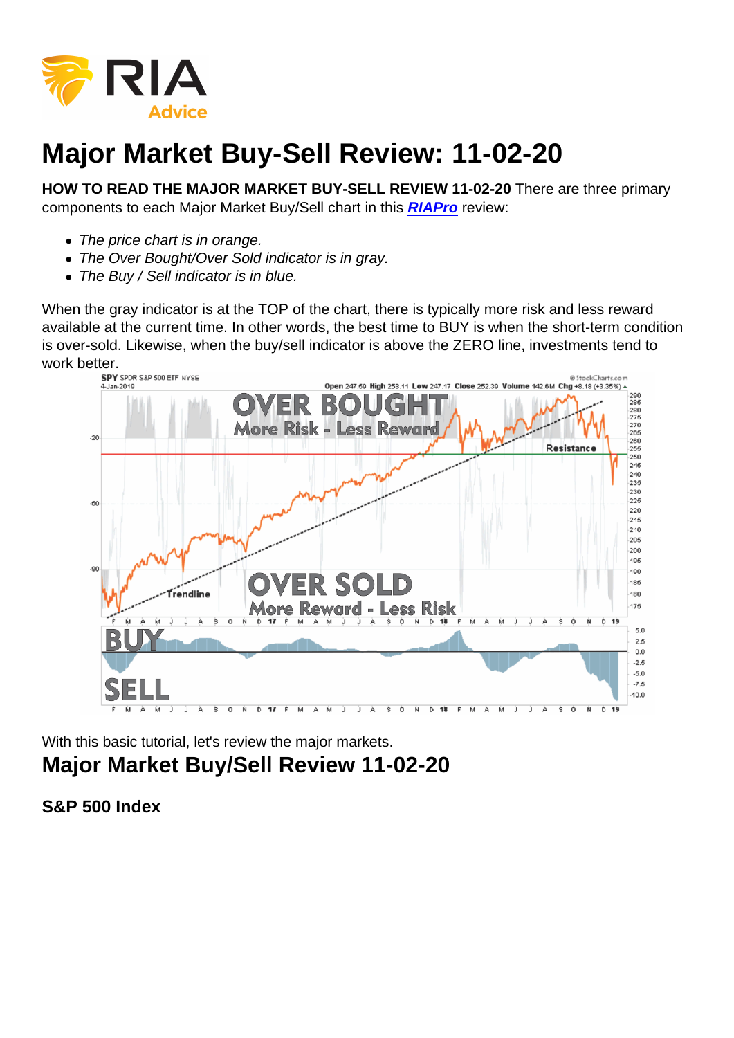# Major Market Buy-Sell Review: 11-02-20

**HOW TO READ THE MAJOR MARKET BUY-SELL REVIEW 11-02-20** There are three primary components to each Major Market Buy/Sell chart in this ***RIAPro*** review:

- *The price chart is in orange.*
- *The Over Bought/Over Sold indicator is in gray.*
- *The Buy / Sell indicator is in blue.*

When the gray indicator is at the TOP of the chart, there is typically more risk and less reward available at the current time. In other words, the best time to BUY is when the short-term condition is over-sold. Likewise, when the buy/sell indicator is above the ZERO line, investments tend to work better.

With this basic tutorial, let's review the major markets.

## Major Market Buy/Sell Review 11-02-20

### S&P 500 Index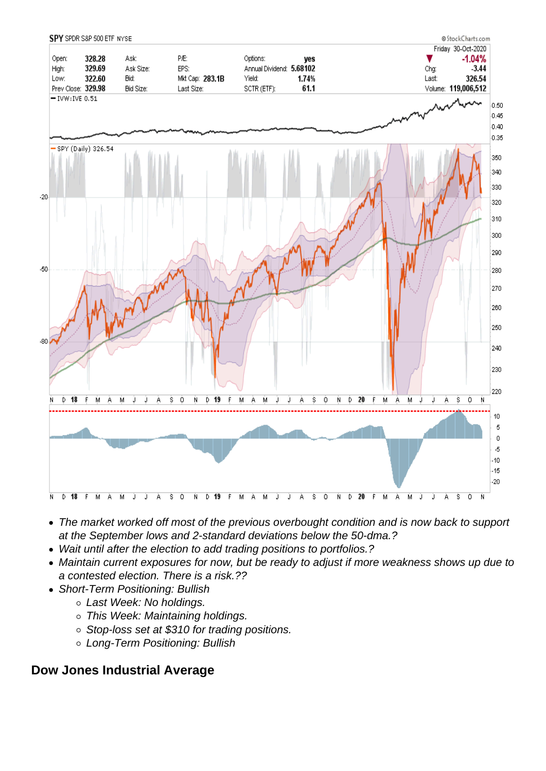- *The market worked off most of the previous overbought condition and is now back to support at the September lows and 2-standard deviations below the 50-dma.?*
- *Wait until after the election to add trading positions to portfolios.?*
- *Maintain current exposures for now, but be ready to adjust if more weakness shows up due to a contested election. There is a risk.??*
- *Short-Term Positioning: Bullish*
    - *Last Week: No holdings.*
    - *This Week: Maintaining holdings.*
    - *Stop-loss set at $310 for trading positions.*
    - *Long-Term Positioning: Bullish*

## Dow Jones Industrial Average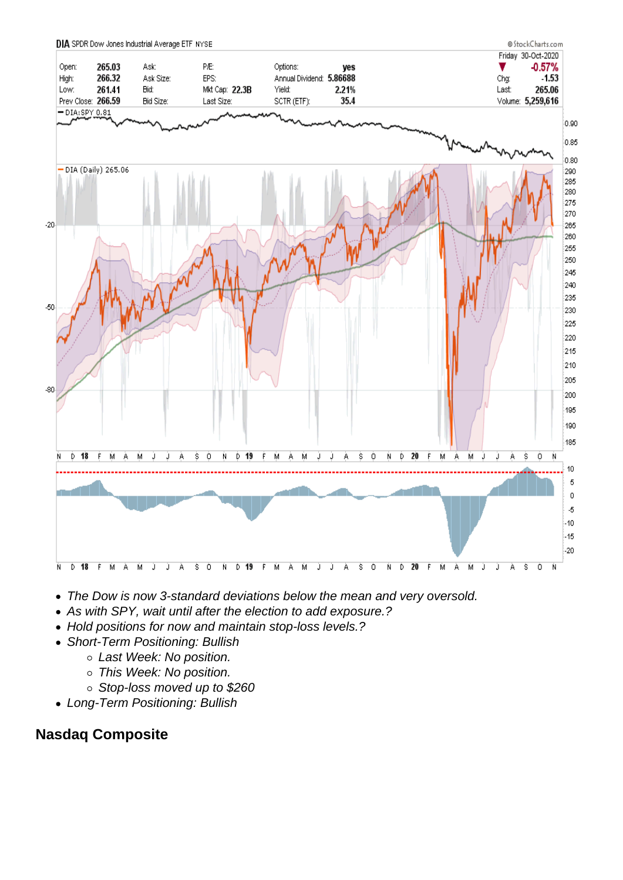- The Dow is now 3-standard deviations below the mean and very oversold.
- As with SPY, wait until after the election to add exposure.?
- Hold positions for now and maintain stop-loss levels.?
- Short-Term Positioning: Bullish
    - Last Week: No position.
    - This Week: No position.
    - Stop-loss moved up to $260
- Long-Term Positioning: Bullish

## Nasdaq Composite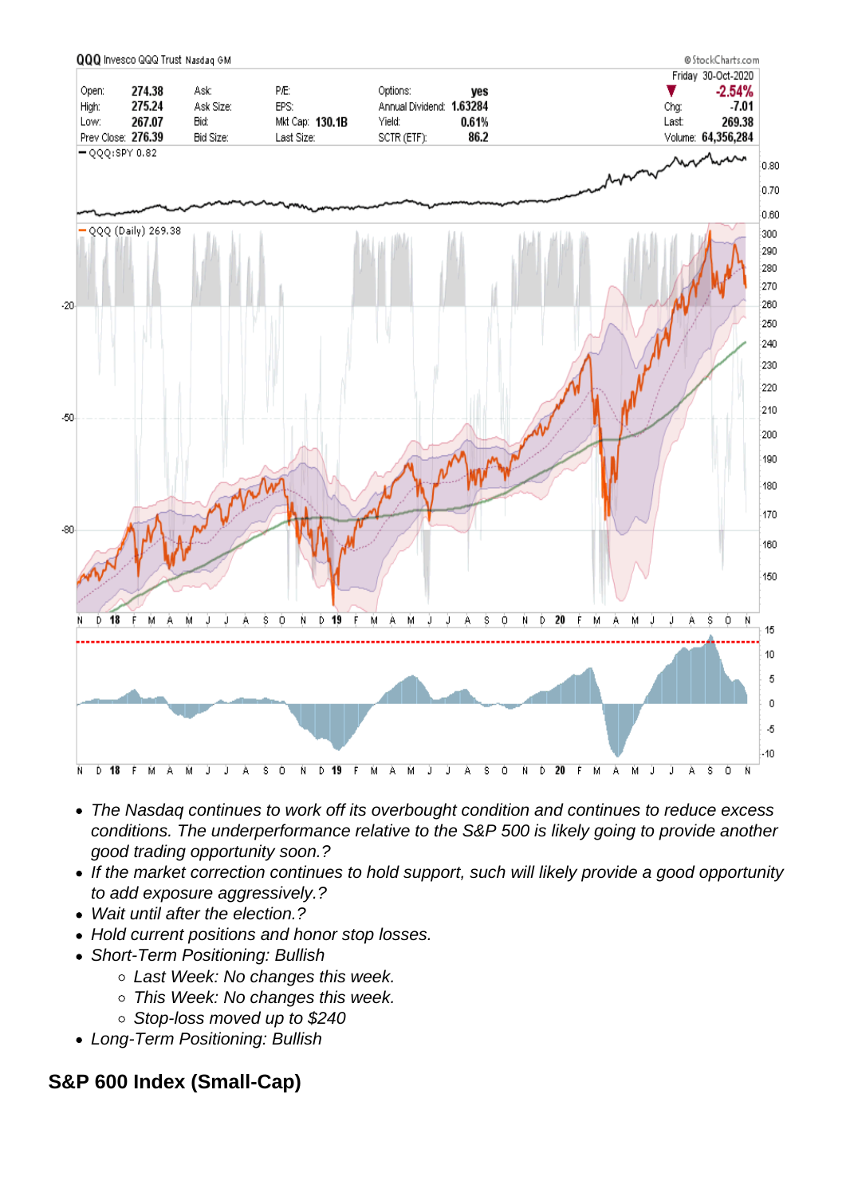- *The Nasdaq continues to work off its overbought condition and continues to reduce excess conditions. The underperformance relative to the S&P 500 is likely going to provide another good trading opportunity soon.?*
- *If the market correction continues to hold support, such will likely provide a good opportunity to add exposure aggressively.?*
- *Wait until after the election.?*
- *Hold current positions and honor stop losses.*
- *Short-Term Positioning: Bullish*
  - *Last Week: No changes this week.*
  - *This Week: No changes this week.*
  - *Stop-loss moved up to $240*
- *Long-Term Positioning: Bullish*

## S&P 600 Index (Small-Cap)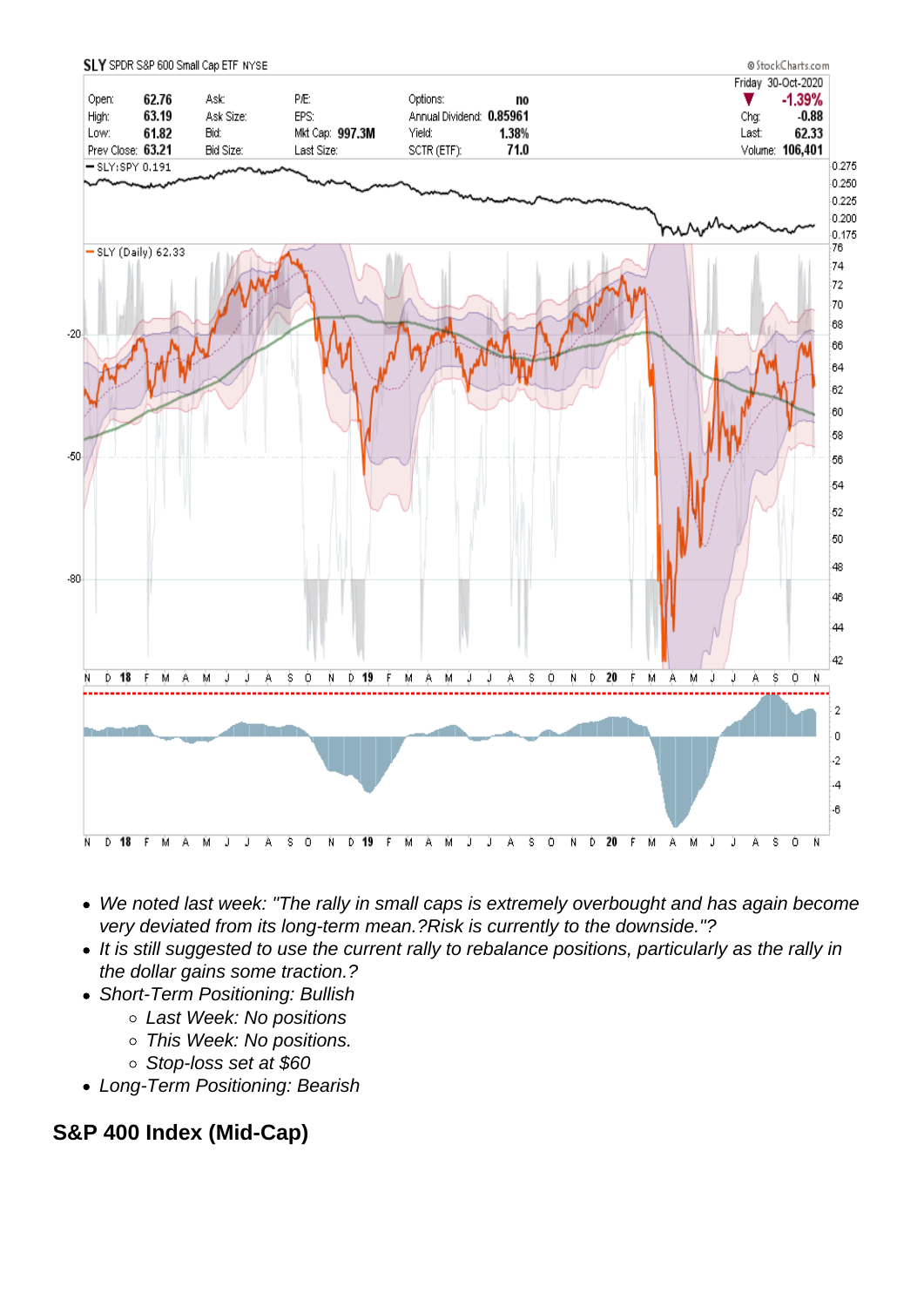- *We noted last week: "The rally in small caps is extremely overbought and has again become very deviated from its long-term mean.?Risk is currently to the downside."?*
- *It is still suggested to use the current rally to rebalance positions, particularly as the rally in the dollar gains some traction.?*
- *Short-Term Positioning: Bullish*
  - *Last Week: No positions*
  - *This Week: No positions.*
  - *Stop-loss set at $60*
- *Long-Term Positioning: Bearish*

## S&P 400 Index (Mid-Cap)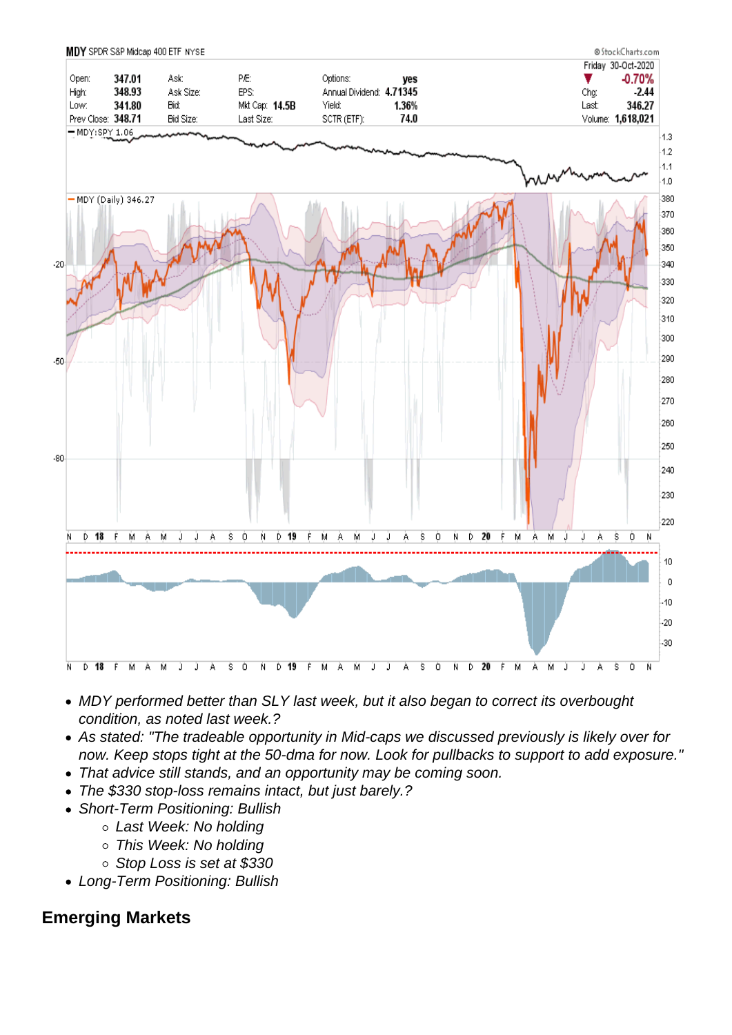- MDY performed better than SLY last week, but it also began to correct its overbought condition, as noted last week.?
- As stated: "The tradeable opportunity in Mid-caps we discussed previously is likely over for now. Keep stops tight at the 50-dma for now. Look for pullbacks to support to add exposure."
- That advice still stands, and an opportunity may be coming soon.
- The $330 stop-loss remains intact, but just barely.?
- Short-Term Positioning: Bullish
  - Last Week: No holding
  - This Week: No holding
  - Stop Loss is set at $330
- Long-Term Positioning: Bullish

## Emerging Markets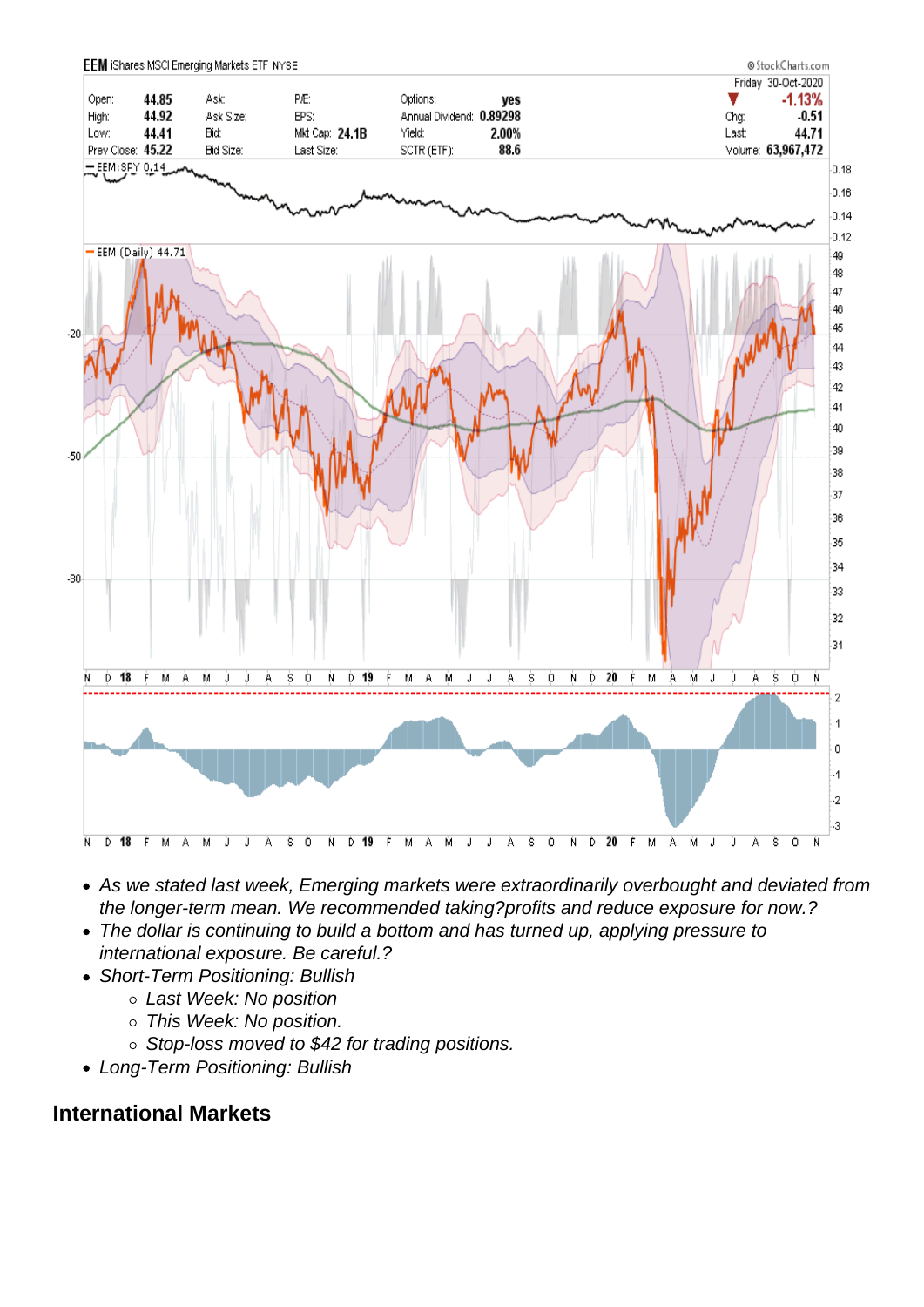- As we stated last week, Emerging markets were extraordinarily overbought and deviated from the longer-term mean. We recommended taking?profits and reduce exposure for now.?
- The dollar is continuing to build a bottom and has turned up, applying pressure to international exposure. Be careful.?
- Short-Term Positioning: Bullish
    - Last Week: No position
    - This Week: No position.
    - Stop-loss moved to $42 for trading positions.
- Long-Term Positioning: Bullish

## International Markets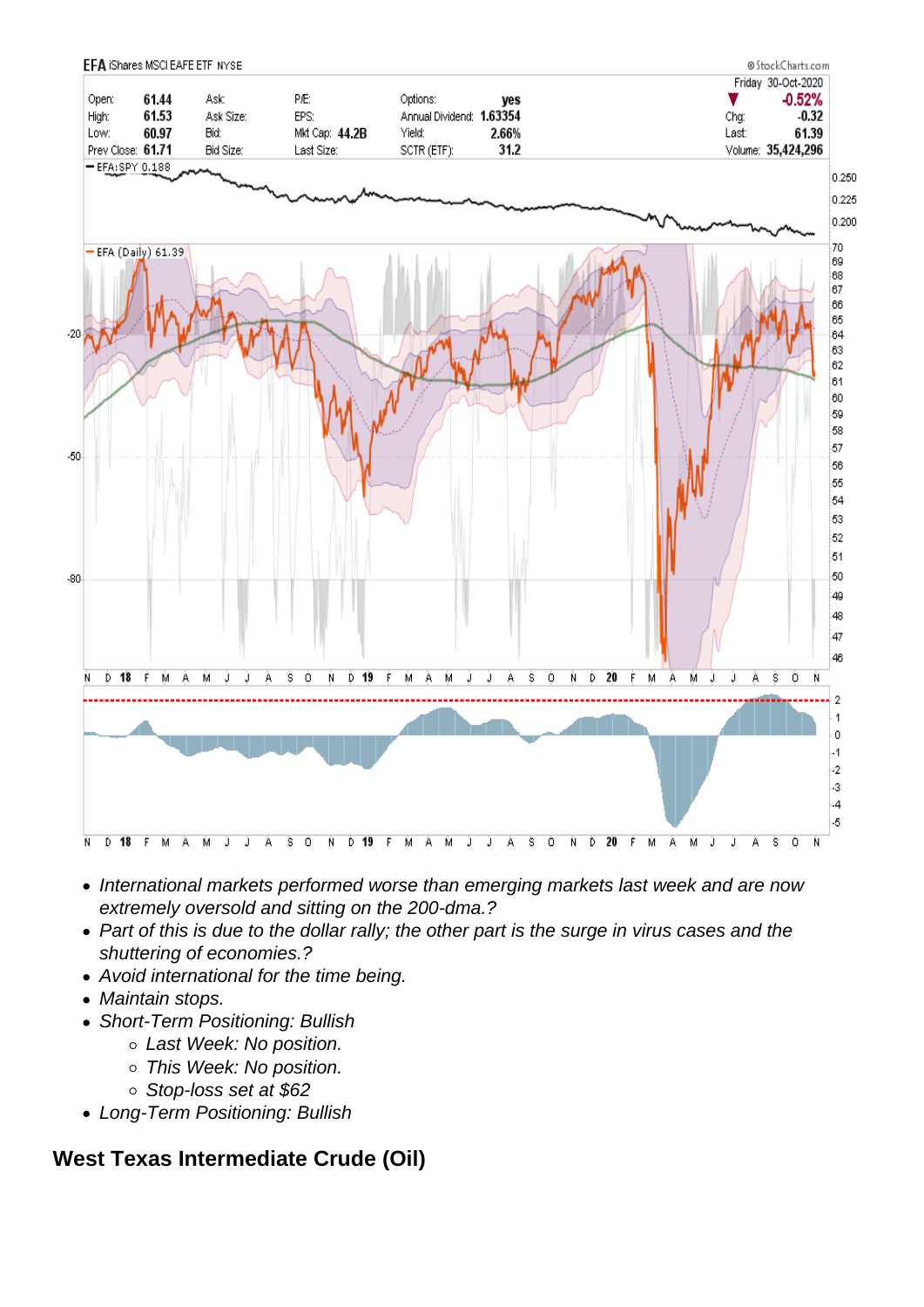- *International markets performed worse than emerging markets last week and are now extremely oversold and sitting on the 200-dma.?*
- *Part of this is due to the dollar rally; the other part is the surge in virus cases and the shuttering of economies.?*
- *Avoid international for the time being.*
- *Maintain stops.*
- *Short-Term Positioning: Bullish*
    - *Last Week: No position.*
    - *This Week: No position.*
    - *Stop-loss set at $62*
- *Long-Term Positioning: Bullish*

## West Texas Intermediate Crude (Oil)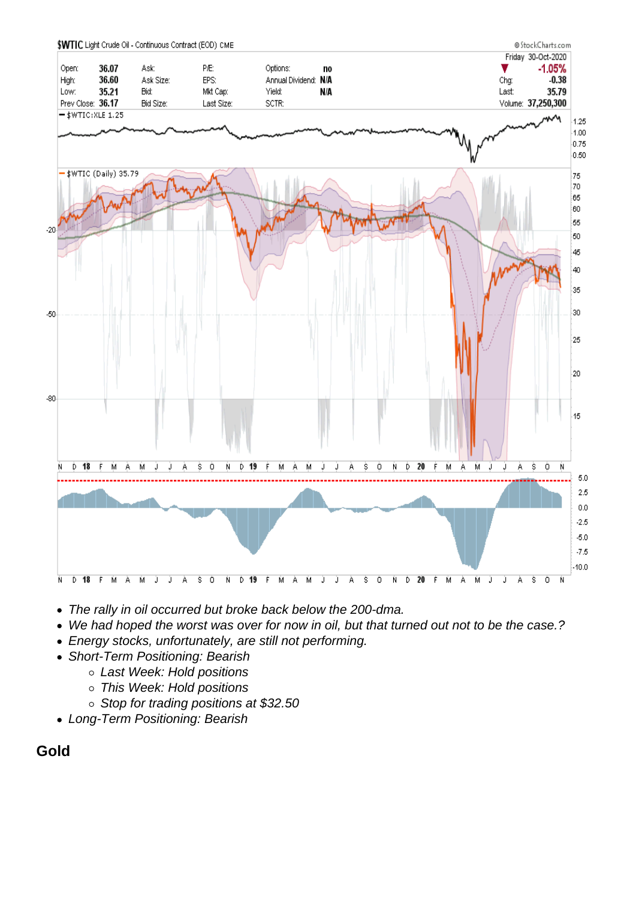- *The rally in oil occurred but broke back below the 200-dma.*
- *We had hoped the worst was over for now in oil, but that turned out not to be the case.?*
- *Energy stocks, unfortunately, are still not performing.*
- *Short-Term Positioning: Bearish*
    - *Last Week: Hold positions*
    - *This Week: Hold positions*
    - *Stop for trading positions at $32.50*
- *Long-Term Positioning: Bearish*

## Gold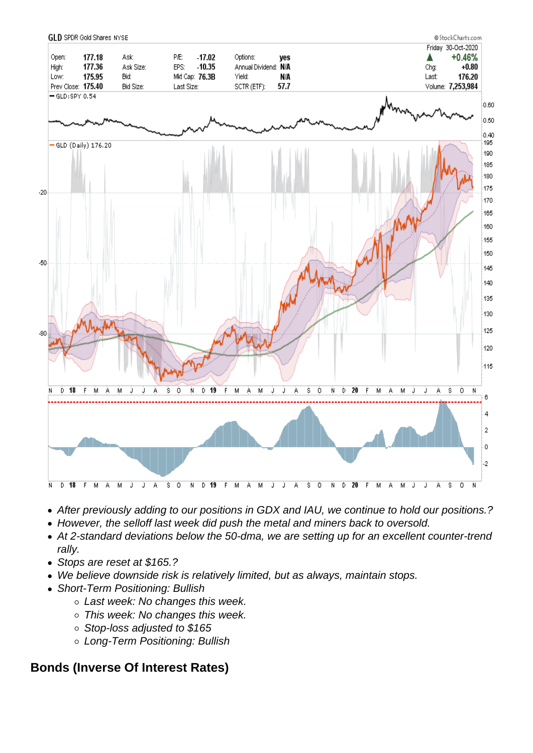- After previously adding to our positions in GDX and IAU, we continue to hold our positions.?
- However, the selloff last week did push the metal and miners back to oversold.
- At 2-standard deviations below the 50-dma, we are setting up for an excellent counter-trend rally.
- Stops are reset at $165.?
- We believe downside risk is relatively limited, but as always, maintain stops.
- Short-Term Positioning: Bullish
  - Last week: No changes this week.
  - This week: No changes this week.
  - Stop-loss adjusted to $165
  - Long-Term Positioning: Bullish

## Bonds (Inverse Of Interest Rates)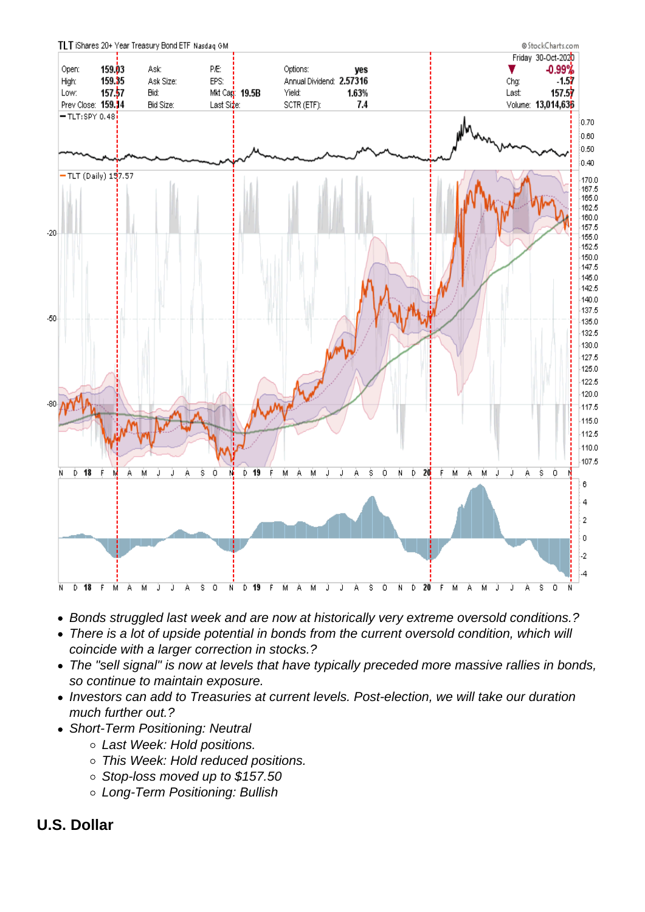- Bonds struggled last week and are now at historically very extreme oversold conditions.?
- There is a lot of upside potential in bonds from the current oversold condition, which will coincide with a larger correction in stocks.?
- The "sell signal" is now at levels that have typically preceded more massive rallies in bonds, so continue to maintain exposure.
- Investors can add to Treasuries at current levels. Post-election, we will take our duration much further out.?
- Short-Term Positioning: Neutral
    - Last Week: Hold positions.
    - This Week: Hold reduced positions.
    - Stop-loss moved up to $157.50
    - Long-Term Positioning: Bullish

## U.S. Dollar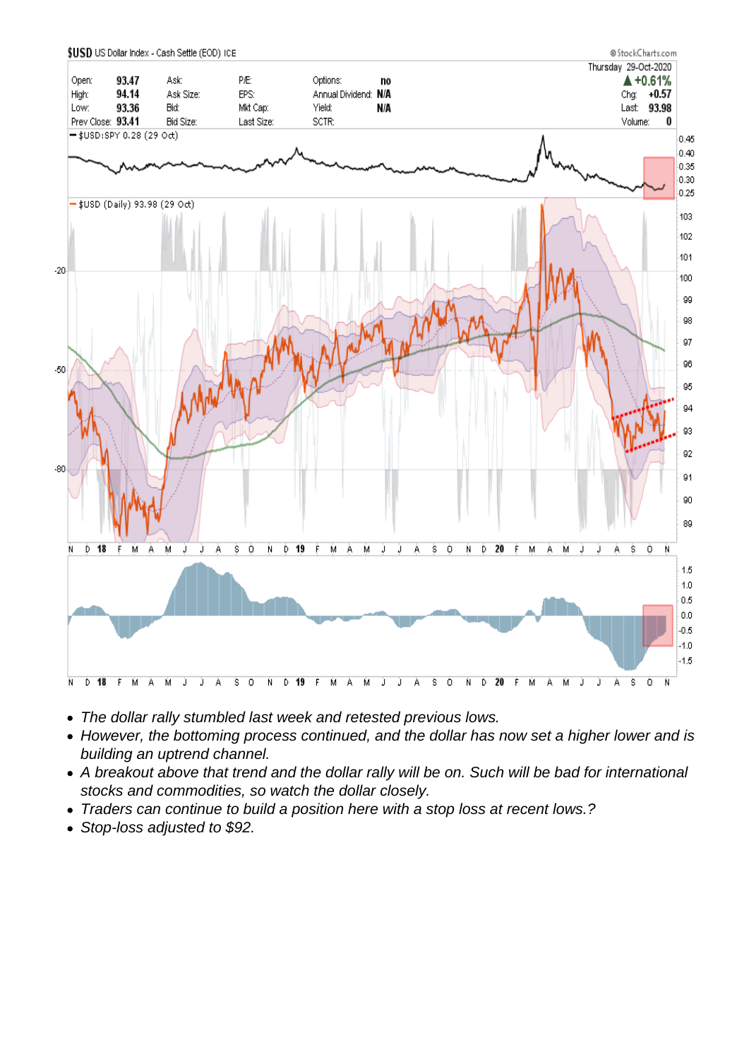$USD US Dollar Index - Cash Settle (EOD) ICE

©StockCharts.com

Thursday 29-Oct-2020

Open: 93.47 High: 94.14 Low: 93.36 Prev Close: 93.41

Ask: Ask Size: Bid: Bid Size:

P/E: EPS: Mkt Cap: Last Size:

Options: no Annual Dividend: N/A Yield: N/A SCTR:

▲+0.61% Chg: +0.57 Last: 93.98 Volume: 0

— $USD:SPY 0.28 (29 Oct)

0.45 0.40 0.35 0.30 0.25

— $USD (Daily) 93.98 (29 Oct)

103 102 101 100 99 98 97 96 95 94 93 92 91 90 89

-20 -50 -80

N D 18 F M A M J J A S O N D 19 F M A M J J A S O N D 20 F M A M J J A S O N

1.5 1.0 0.5 0.0 -0.5 -1.0 -1.5

N D 18 F M A M J J A S O N D 19 F M A M J J A S O N D 20 F M A M J J A S O N

- *The dollar rally stumbled last week and retested previous lows.*
- *However, the bottoming process continued, and the dollar has now set a higher lower and is building an uptrend channel.*
- *A breakout above that trend and the dollar rally will be on. Such will be bad for international stocks and commodities, so watch the dollar closely.*
- *Traders can continue to build a position here with a stop loss at recent lows.?*
- *Stop-loss adjusted to $92.*